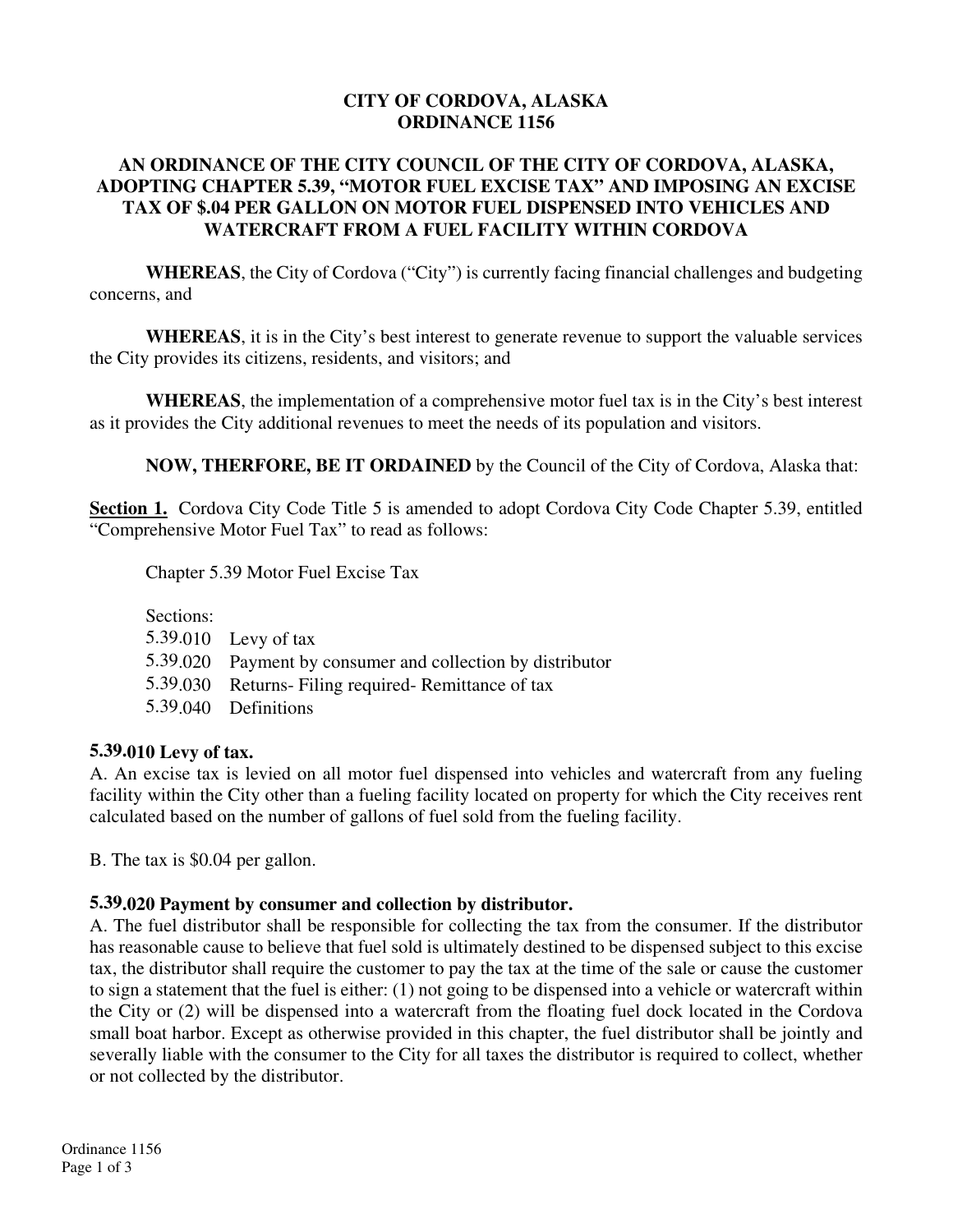# CITY OF CORDOVA, ALASKA
# ORDINANCE 1156

## AN ORDINANCE OF THE CITY COUNCIL OF THE CITY OF CORDOVA, ALASKA, ADOPTING CHAPTER 5.39, "MOTOR FUEL EXCISE TAX" AND IMPOSING AN EXCISE TAX OF $.04 PER GALLON ON MOTOR FUEL DISPENSED INTO VEHICLES AND WATERCRAFT FROM A FUEL FACILITY WITHIN CORDOVA

**WHEREAS**, the City of Cordova ("City") is currently facing financial challenges and budgeting concerns, and

**WHEREAS**, it is in the City's best interest to generate revenue to support the valuable services the City provides its citizens, residents, and visitors; and

**WHEREAS**, the implementation of a comprehensive motor fuel tax is in the City's best interest as it provides the City additional revenues to meet the needs of its population and visitors.

**NOW, THERFORE, BE IT ORDAINED** by the Council of the City of Cordova, Alaska that:

**Section 1.** Cordova City Code Title 5 is amended to adopt Cordova City Code Chapter 5.39, entitled "Comprehensive Motor Fuel Tax" to read as follows:

Chapter 5.39 Motor Fuel Excise Tax

Sections:
5.39.010 Levy of tax
5.39.020 Payment by consumer and collection by distributor
5.39.030 Returns- Filing required- Remittance of tax
5.39.040 Definitions

**5.39.010 Levy of tax.**
A. An excise tax is levied on all motor fuel dispensed into vehicles and watercraft from any fueling facility within the City other than a fueling facility located on property for which the City receives rent calculated based on the number of gallons of fuel sold from the fueling facility.

B. The tax is $0.04 per gallon.

**5.39.020 Payment by consumer and collection by distributor.**
A. The fuel distributor shall be responsible for collecting the tax from the consumer. If the distributor has reasonable cause to believe that fuel sold is ultimately destined to be dispensed subject to this excise tax, the distributor shall require the customer to pay the tax at the time of the sale or cause the customer to sign a statement that the fuel is either: (1) not going to be dispensed into a vehicle or watercraft within the City or (2) will be dispensed into a watercraft from the floating fuel dock located in the Cordova small boat harbor. Except as otherwise provided in this chapter, the fuel distributor shall be jointly and severally liable with the consumer to the City for all taxes the distributor is required to collect, whether or not collected by the distributor.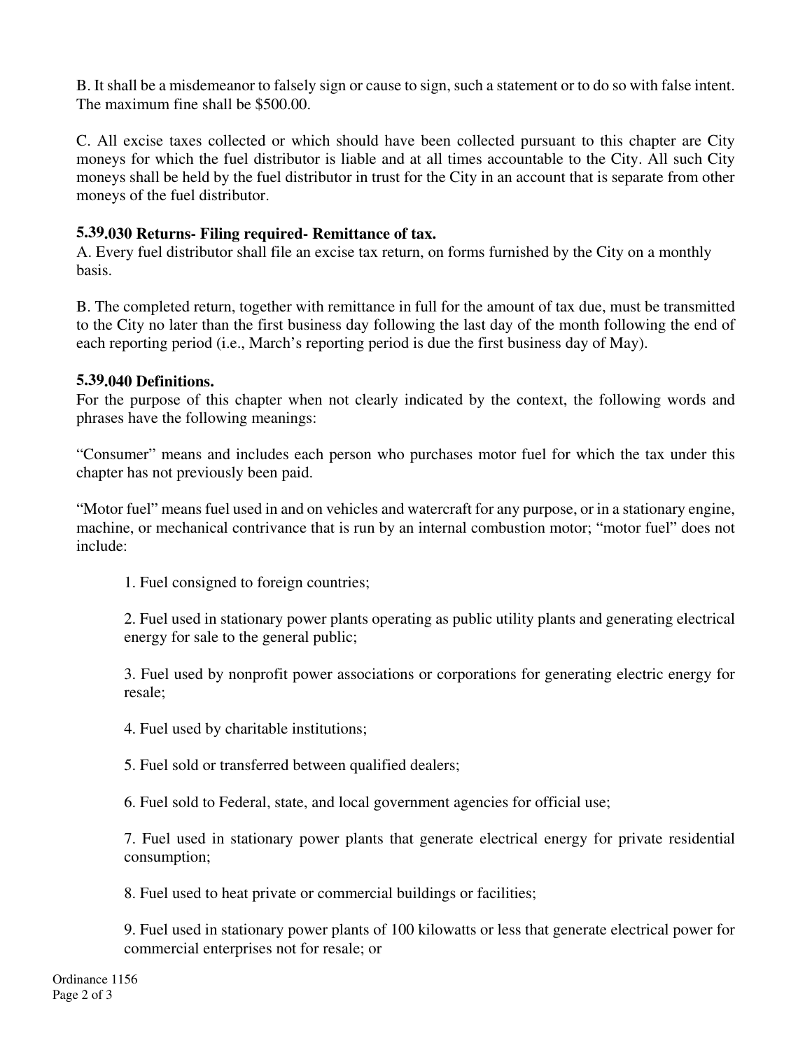B. It shall be a misdemeanor to falsely sign or cause to sign, such a statement or to do so with false intent. The maximum fine shall be $500.00.

C. All excise taxes collected or which should have been collected pursuant to this chapter are City moneys for which the fuel distributor is liable and at all times accountable to the City. All such City moneys shall be held by the fuel distributor in trust for the City in an account that is separate from other moneys of the fuel distributor.

**5.39.030 Returns- Filing required- Remittance of tax.**

A. Every fuel distributor shall file an excise tax return, on forms furnished by the City on a monthly basis.

B. The completed return, together with remittance in full for the amount of tax due, must be transmitted to the City no later than the first business day following the last day of the month following the end of each reporting period (i.e., March's reporting period is due the first business day of May).

**5.39.040 Definitions.**

For the purpose of this chapter when not clearly indicated by the context, the following words and phrases have the following meanings:

"Consumer" means and includes each person who purchases motor fuel for which the tax under this chapter has not previously been paid.

"Motor fuel" means fuel used in and on vehicles and watercraft for any purpose, or in a stationary engine, machine, or mechanical contrivance that is run by an internal combustion motor; "motor fuel" does not include:

1. Fuel consigned to foreign countries;

2. Fuel used in stationary power plants operating as public utility plants and generating electrical energy for sale to the general public;

3. Fuel used by nonprofit power associations or corporations for generating electric energy for resale;

4. Fuel used by charitable institutions;

5. Fuel sold or transferred between qualified dealers;

6. Fuel sold to Federal, state, and local government agencies for official use;

7. Fuel used in stationary power plants that generate electrical energy for private residential consumption;

8. Fuel used to heat private or commercial buildings or facilities;

9. Fuel used in stationary power plants of 100 kilowatts or less that generate electrical power for commercial enterprises not for resale; or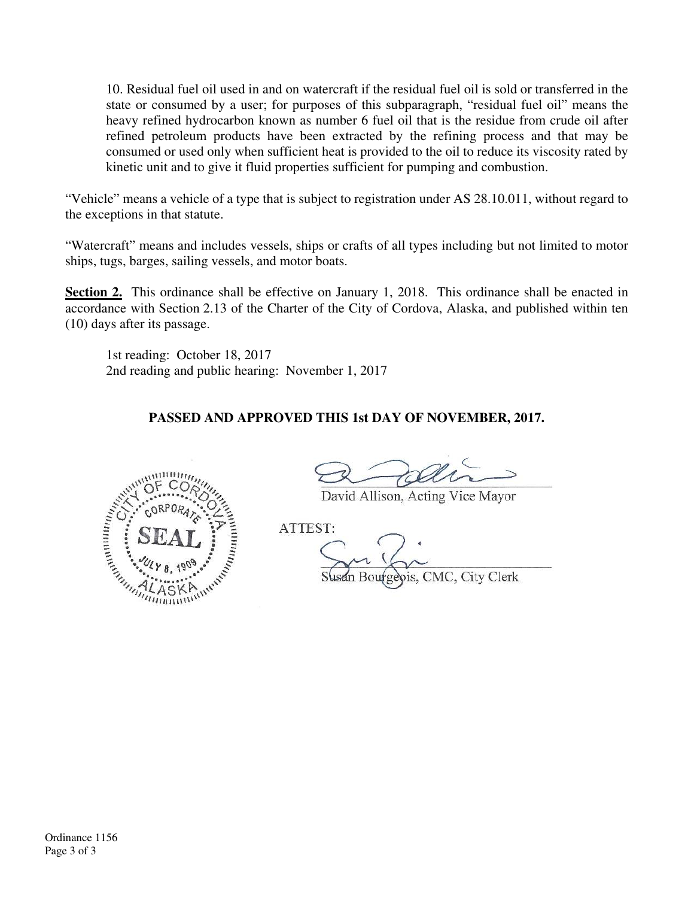10. Residual fuel oil used in and on watercraft if the residual fuel oil is sold or transferred in the state or consumed by a user; for purposes of this subparagraph, "residual fuel oil" means the heavy refined hydrocarbon known as number 6 fuel oil that is the residue from crude oil after refined petroleum products have been extracted by the refining process and that may be consumed or used only when sufficient heat is provided to the oil to reduce its viscosity rated by kinetic unit and to give it fluid properties sufficient for pumping and combustion.

"Vehicle" means a vehicle of a type that is subject to registration under AS 28.10.011, without regard to the exceptions in that statute.

"Watercraft" means and includes vessels, ships or crafts of all types including but not limited to motor ships, tugs, barges, sailing vessels, and motor boats.

**Section 2.** This ordinance shall be effective on January 1, 2018. This ordinance shall be enacted in accordance with Section 2.13 of the Charter of the City of Cordova, Alaska, and published within ten (10) days after its passage.

1st reading: October 18, 2017
2nd reading and public hearing: November 1, 2017

**PASSED AND APPROVED THIS 1st DAY OF NOVEMBER, 2017.**

CITY OF CORDOVA CORPORATE SEAL JULY 8, 1909 ALASKA

David Allison, Acting Vice Mayor

ATTEST:

Susan Bourgeois, CMC, City Clerk

Ordinance 1156